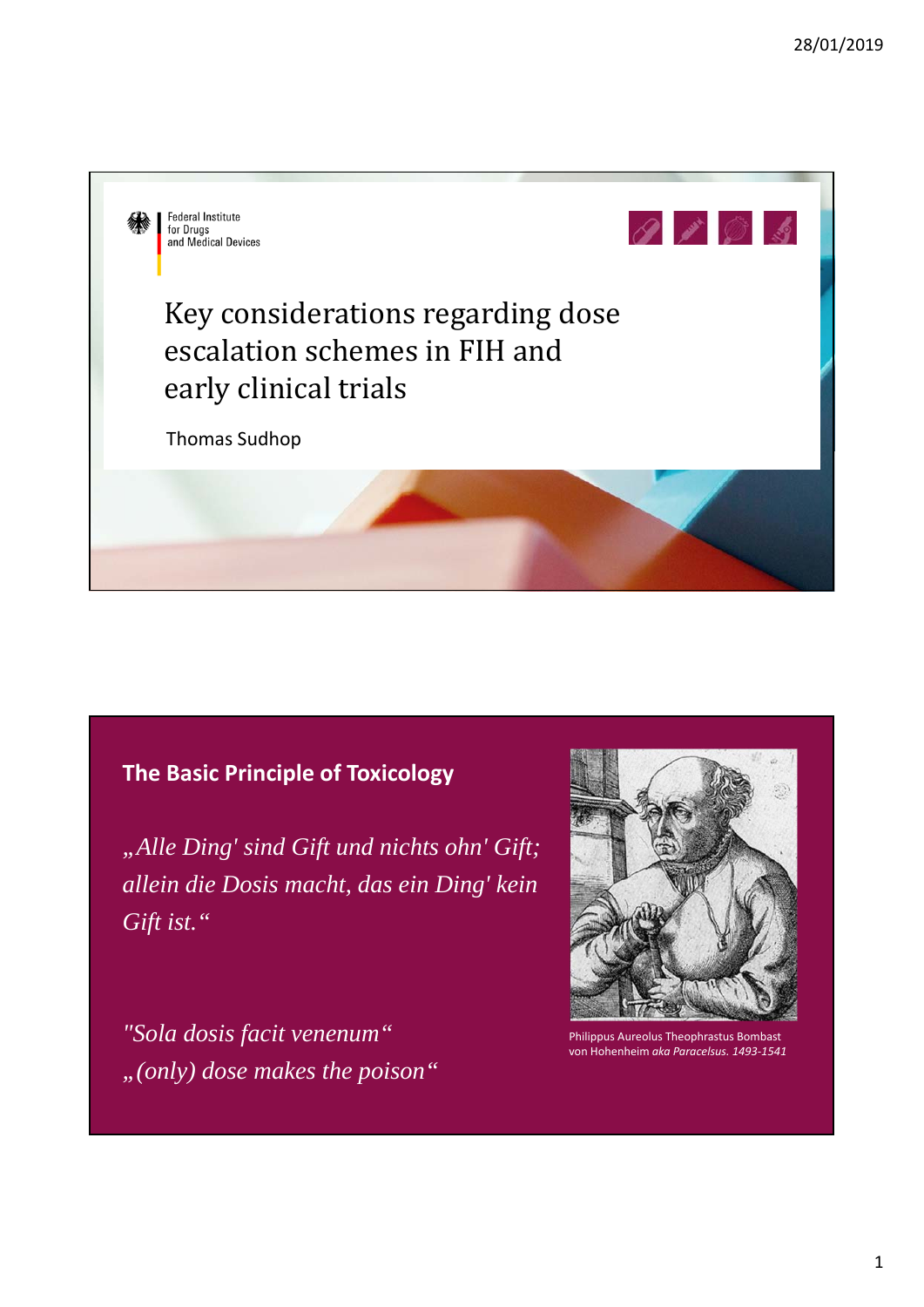Federal Institute for Drugs and Medical Devices

# Key considerations regarding dose escalation schemes in FIH and early clinical trials

Thomas Sudhop

## The Basic Principle of Toxicology

*„Alle Ding' sind Gift und nichts ohn' Gift; allein die Dosis macht, das ein Ding' kein Gift ist.“*

*"Sola dosis facit venenum“*
*„(only) dose makes the poison“*

Philippus Aureolus Theophrastus Bombast von Hohenheim *aka Paracelsus. 1493-1541*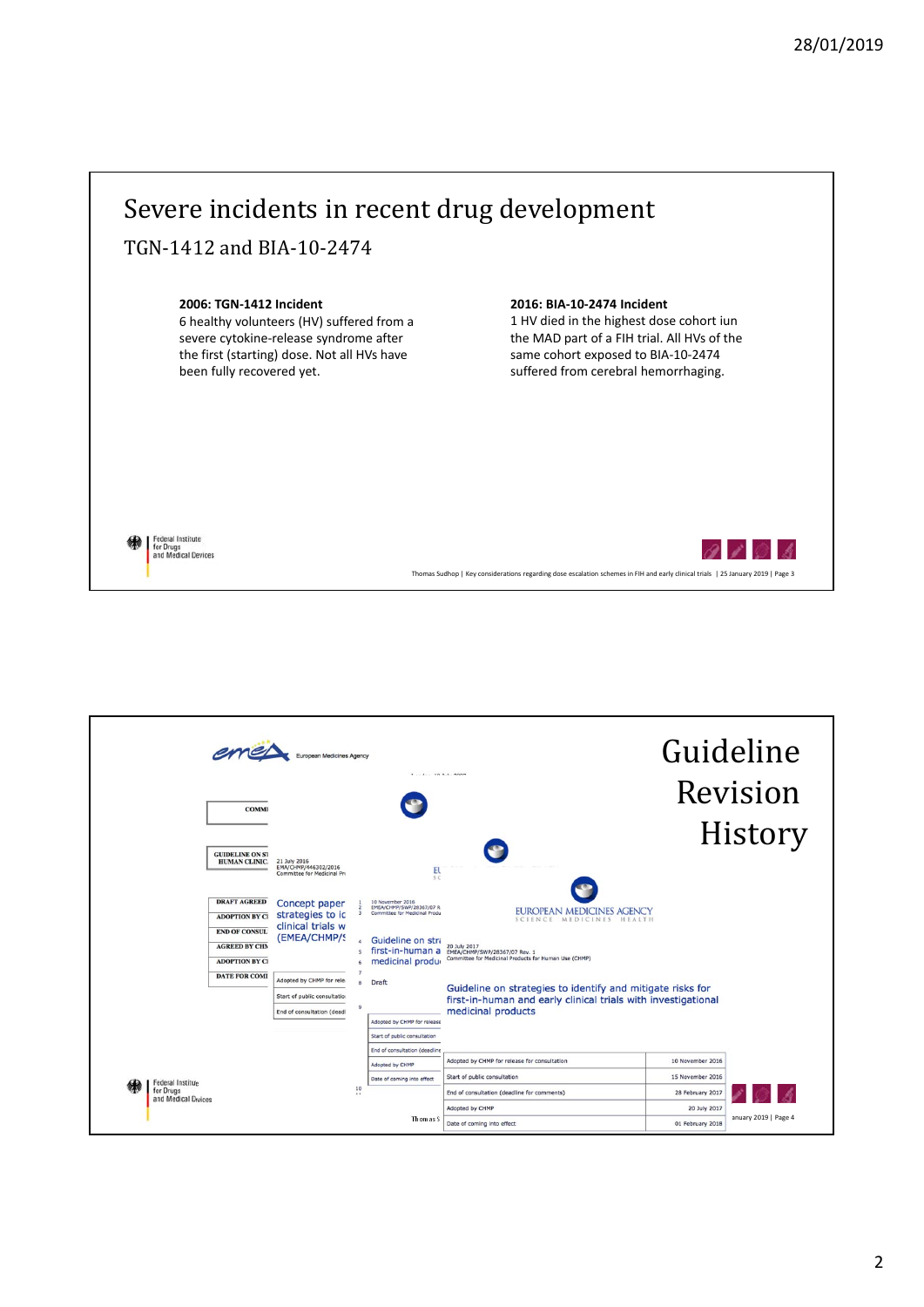# Severe incidents in recent drug development

## TGN-1412 and BIA-10-2474

**2006: TGN-1412 Incident**
6 healthy volunteers (HV) suffered from a severe cytokine-release syndrome after the first (starting) dose. Not all HVs have been fully recovered yet.

**2016: BIA-10-2474 Incident**
1 HV died in the highest dose cohort iun the MAD part of a FIH trial. All HVs of the same cohort exposed to BIA-10-2474 suffered from cerebral hemorrhaging.

Federal Institute for Drugs and Medical Devices

Thomas Sudhop | Key considerations regarding dose escalation schemes in FIH and early clinical trials | 25 January 2019 | Page 3

# Guideline Revision History

European Medicines Agency

EUROPEAN MEDICINES AGENCY
SCIENCE MEDICINES HEALTH

Concept paper strategies to id clinical trials w (EMEA/CHMP/S

Guideline on stra first-in-human a medicinal produ

20 July 2017
EMEA/CHMP/SWP/28367/07 Rev. 1
Committee for Medicinal Products for Human Use (CHMP)

Guideline on strategies to identify and mitigate risks for first-in-human and early clinical trials with investigational medicinal products

| | |
|---|---|
| Adopted by CHMP for release for consultation | 10 November 2016 |
| Start of public consultation | 15 November 2016 |
| End of consultation (deadline for comments) | 28 February 2017 |
| Adopted by CHMP | 20 July 2017 |
| Date of coming into effect | 01 February 2018 |

Federal Institute for Drugs and Medical Devices

anuary 2019 | Page 4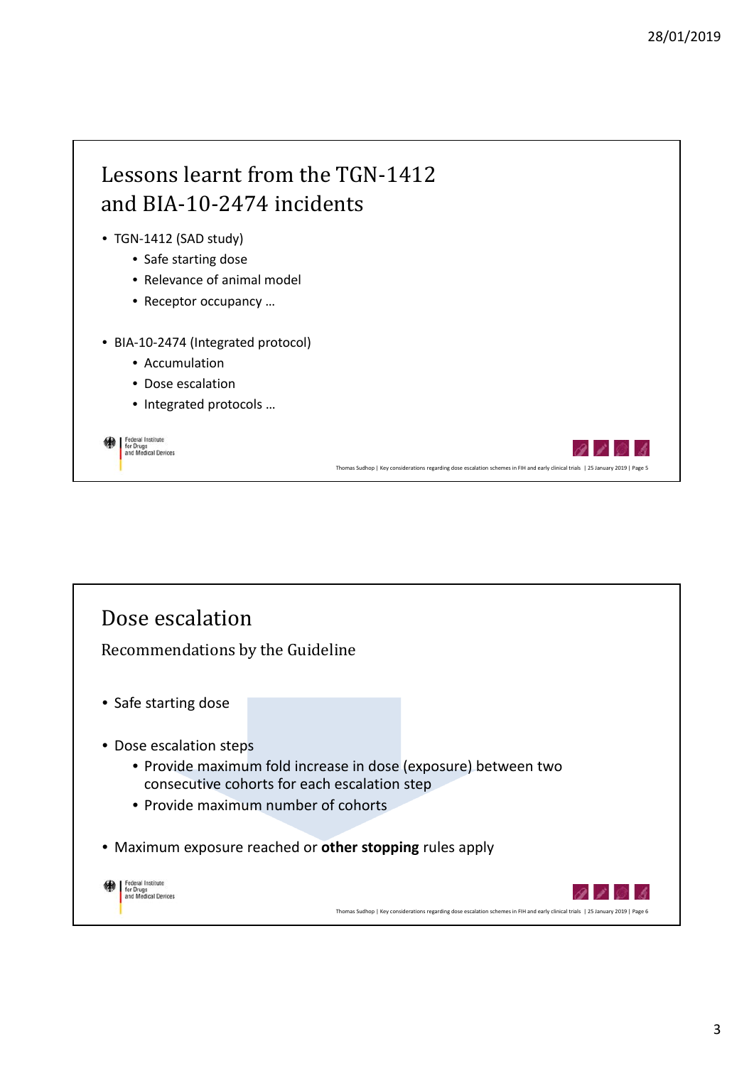## Lessons learnt from the TGN-1412 and BIA-10-2474 incidents

- TGN-1412 (SAD study)
  - Safe starting dose
  - Relevance of animal model
  - Receptor occupancy …
- BIA-10-2474 (Integrated protocol)
  - Accumulation
  - Dose escalation
  - Integrated protocols …

## Dose escalation

### Recommendations by the Guideline

- Safe starting dose
- Dose escalation steps
  - Provide maximum fold increase in dose (exposure) between two consecutive cohorts for each escalation step
  - Provide maximum number of cohorts
- Maximum exposure reached or **other stopping** rules apply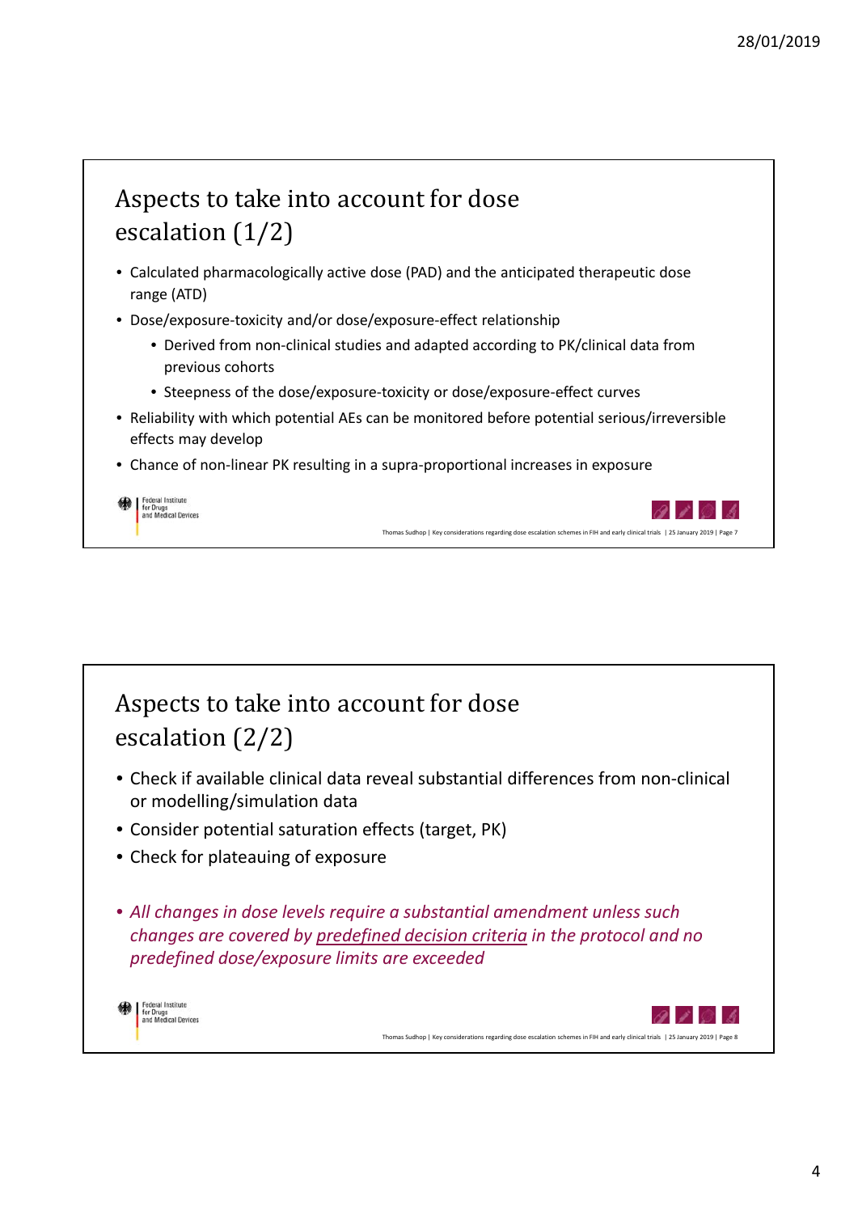## Aspects to take into account for dose escalation (1/2)

- Calculated pharmacologically active dose (PAD) and the anticipated therapeutic dose range (ATD)
- Dose/exposure-toxicity and/or dose/exposure-effect relationship
  - Derived from non-clinical studies and adapted according to PK/clinical data from previous cohorts
  - Steepness of the dose/exposure-toxicity or dose/exposure-effect curves
- Reliability with which potential AEs can be monitored before potential serious/irreversible effects may develop
- Chance of non-linear PK resulting in a supra-proportional increases in exposure

## Aspects to take into account for dose escalation (2/2)

- Check if available clinical data reveal substantial differences from non-clinical or modelling/simulation data
- Consider potential saturation effects (target, PK)
- Check for plateauing of exposure

- *All changes in dose levels require a substantial amendment unless such changes are covered by predefined decision criteria in the protocol and no predefined dose/exposure limits are exceeded*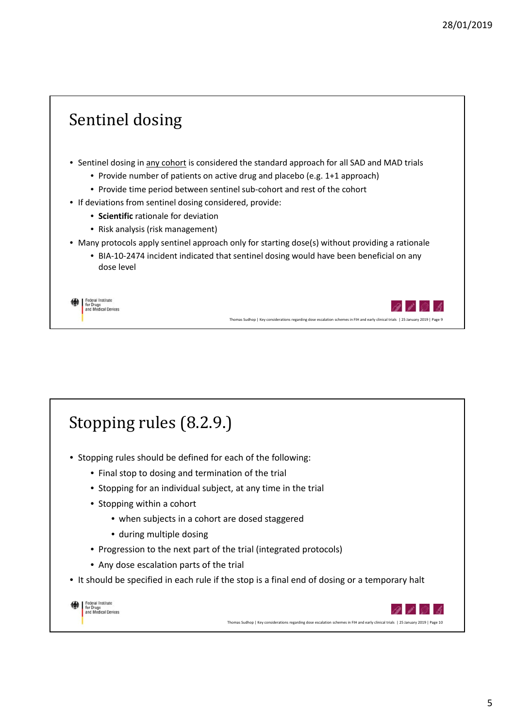# Sentinel dosing

- Sentinel dosing in any cohort is considered the standard approach for all SAD and MAD trials
  - Provide number of patients on active drug and placebo (e.g. 1+1 approach)
  - Provide time period between sentinel sub-cohort and rest of the cohort
- If deviations from sentinel dosing considered, provide:
  - **Scientific** rationale for deviation
  - Risk analysis (risk management)
- Many protocols apply sentinel approach only for starting dose(s) without providing a rationale
  - BIA-10-2474 incident indicated that sentinel dosing would have been beneficial on any dose level

# Stopping rules (8.2.9.)

- Stopping rules should be defined for each of the following:
  - Final stop to dosing and termination of the trial
  - Stopping for an individual subject, at any time in the trial
  - Stopping within a cohort
    - when subjects in a cohort are dosed staggered
    - during multiple dosing
  - Progression to the next part of the trial (integrated protocols)
  - Any dose escalation parts of the trial
- It should be specified in each rule if the stop is a final end of dosing or a temporary halt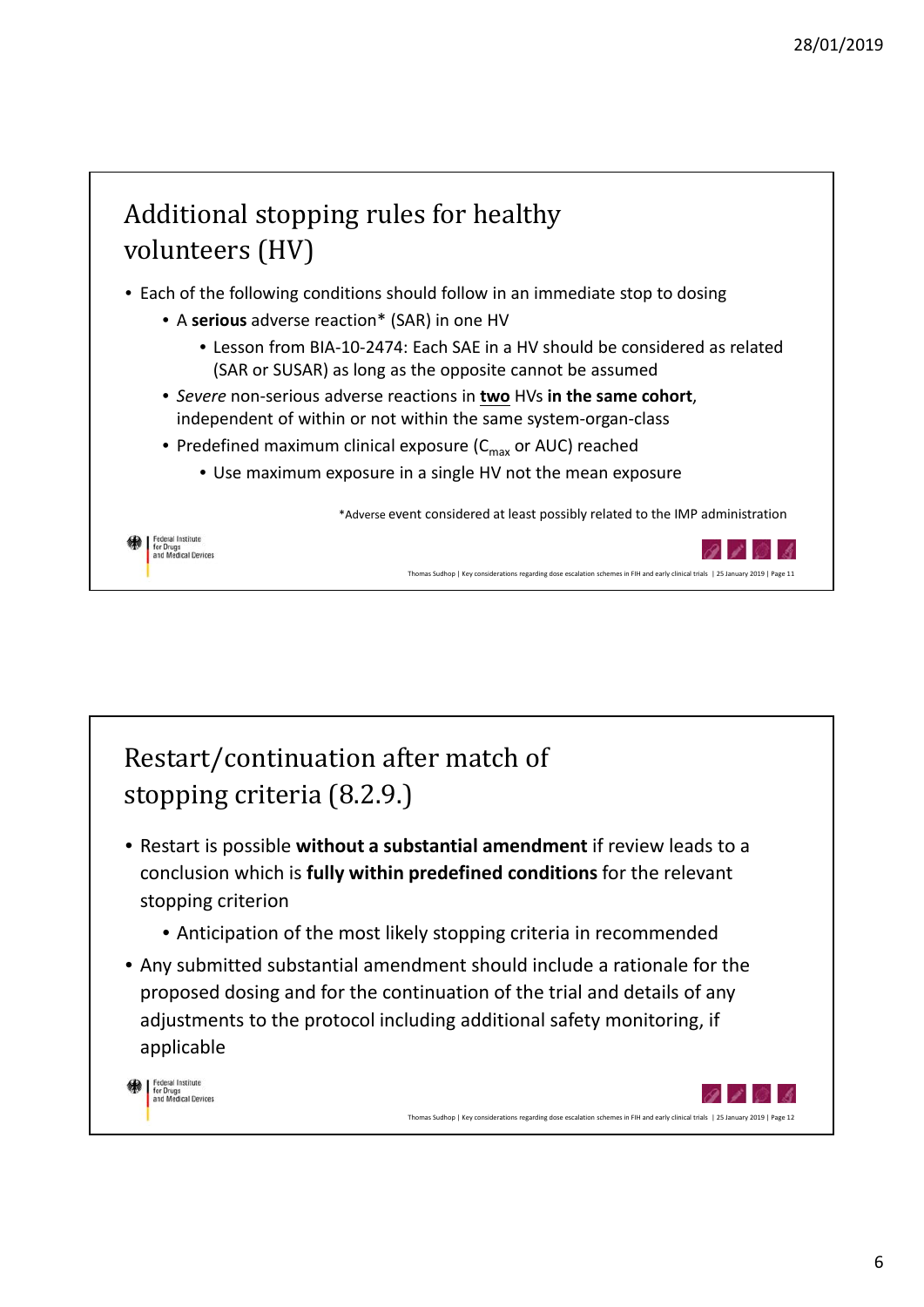## Additional stopping rules for healthy volunteers (HV)

- Each of the following conditions should follow in an immediate stop to dosing
  - A **serious** adverse reaction* (SAR) in one HV
    - Lesson from BIA-10-2474: Each SAE in a HV should be considered as related (SAR or SUSAR) as long as the opposite cannot be assumed
  - *Severe* non-serious adverse reactions in **two** HVs **in the same cohort**, independent of within or not within the same system-organ-class
  - Predefined maximum clinical exposure ($C_{max}$ or AUC) reached
    - Use maximum exposure in a single HV not the mean exposure

*Adverse event considered at least possibly related to the IMP administration

## Restart/continuation after match of stopping criteria (8.2.9.)

- Restart is possible **without a substantial amendment** if review leads to a conclusion which is **fully within predefined conditions** for the relevant stopping criterion
  - Anticipation of the most likely stopping criteria in recommended
- Any submitted substantial amendment should include a rationale for the proposed dosing and for the continuation of the trial and details of any adjustments to the protocol including additional safety monitoring, if applicable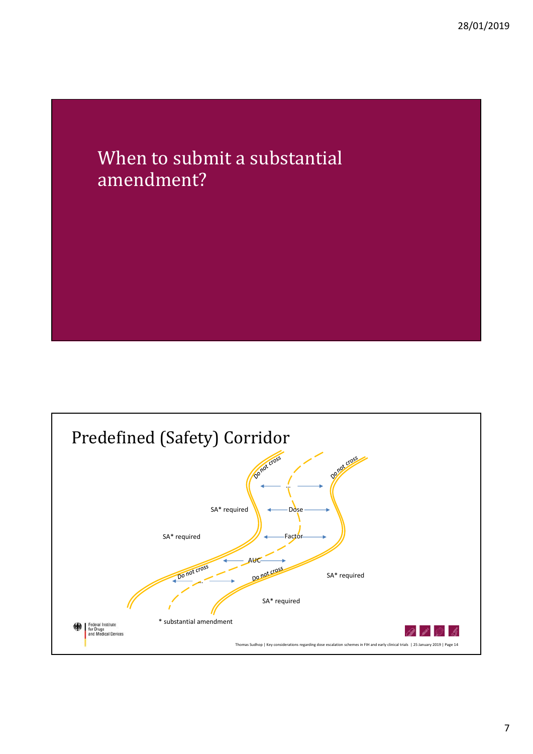# When to submit a substantial amendment?

## Predefined (Safety) Corridor

Do not cross

Do not cross

...

SA* required

Dose

Factor

SA* required

AUC

Do not cross

...

Do not cross

SA* required

SA* required

\* substantial amendment

Federal Institute for Drugs and Medical Devices

Thomas Sudhop | Key considerations regarding dose escalation schemes in FIH and early clinical trials | 25 January 2019 | Page 14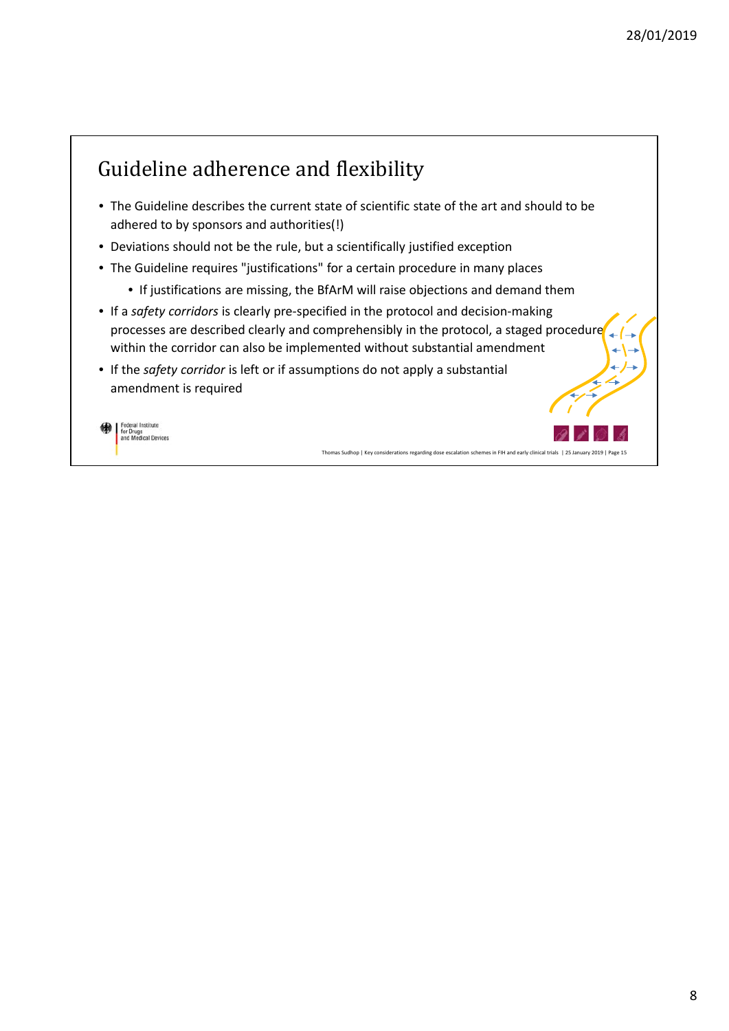# Guideline adherence and flexibility

- The Guideline describes the current state of scientific state of the art and should to be adhered to by sponsors and authorities(!)
- Deviations should not be the rule, but a scientifically justified exception
- The Guideline requires "justifications" for a certain procedure in many places
  - If justifications are missing, the BfArM will raise objections and demand them
- If a *safety corridors* is clearly pre-specified in the protocol and decision-making processes are described clearly and comprehensibly in the protocol, a staged procedure within the corridor can also be implemented without substantial amendment
- If the *safety corridor* is left or if assumptions do not apply a substantial amendment is required

Federal Institute for Drugs and Medical Devices

Thomas Sudhop | Key considerations regarding dose escalation schemes in FIH and early clinical trials | 25 January 2019 | Page 15